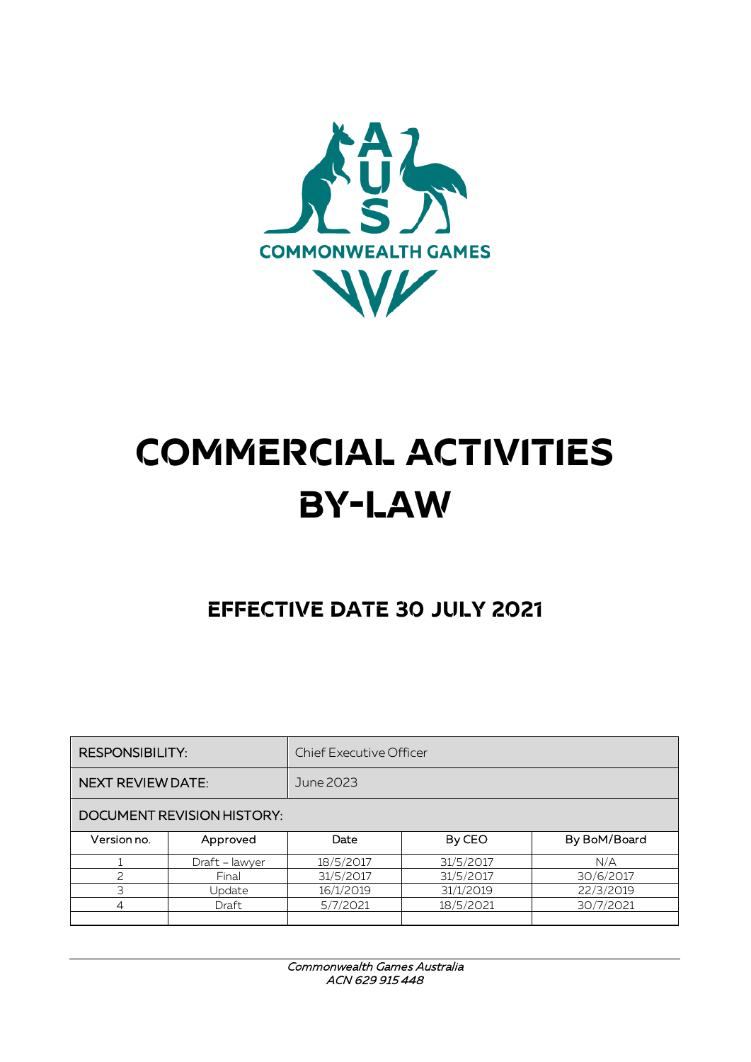AUS
COMMONWEALTH GAMES

# COMMERCIAL ACTIVITIES BY-LAW

## EFFECTIVE DATE 30 JULY 2021

| RESPONSIBILITY: | | Chief Executive Officer | | |
|---|---|---|---|---|
| NEXT REVIEW DATE: | | June 2023 | | |
| DOCUMENT REVISION HISTORY: | | | | |
| Version no. | Approved | Date | By CEO | By BoM/Board |
| 1 | Draft – lawyer | 18/5/2017 | 31/5/2017 | N/A |
| 2 | Final | 31/5/2017 | 31/5/2017 | 30/6/2017 |
| 3 | Update | 16/1/2019 | 31/1/2019 | 22/3/2019 |
| 4 | Draft | 5/7/2021 | 18/5/2021 | 30/7/2021 |
| | | | | |

*Commonwealth Games Australia*
*ACN 629 915 448*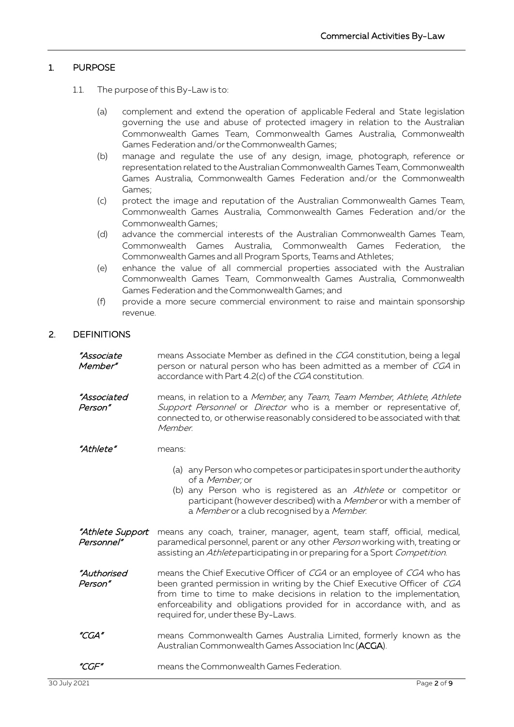## 1. PURPOSE

1.1. The purpose of this By-Law is to:

(a) complement and extend the operation of applicable Federal and State legislation governing the use and abuse of protected imagery in relation to the Australian Commonwealth Games Team, Commonwealth Games Australia, Commonwealth Games Federation and/or the Commonwealth Games;

(b) manage and regulate the use of any design, image, photograph, reference or representation related to the Australian Commonwealth Games Team, Commonwealth Games Australia, Commonwealth Games Federation and/or the Commonwealth Games;

(c) protect the image and reputation of the Australian Commonwealth Games Team, Commonwealth Games Australia, Commonwealth Games Federation and/or the Commonwealth Games;

(d) advance the commercial interests of the Australian Commonwealth Games Team, Commonwealth Games Australia, Commonwealth Games Federation, the Commonwealth Games and all Program Sports, Teams and Athletes;

(e) enhance the value of all commercial properties associated with the Australian Commonwealth Games Team, Commonwealth Games Australia, Commonwealth Games Federation and the Commonwealth Games; and

(f) provide a more secure commercial environment to raise and maintain sponsorship revenue.

## 2. DEFINITIONS

***"Associate Member"*** means Associate Member as defined in the *CGA* constitution, being a legal person or natural person who has been admitted as a member of *CGA* in accordance with Part 4.2(c) of the *CGA* constitution.

***"Associated Person"*** means, in relation to a *Member*, any *Team*, *Team Member*, *Athlete*, *Athlete Support Personnel* or *Director* who is a member or representative of, connected to, or otherwise reasonably considered to be associated with that *Member*.

***"Athlete"*** means:

(a) any Person who competes or participates in sport under the authority of a *Member;* or

(b) any Person who is registered as an *Athlete* or competitor or participant (however described) with a *Member* or with a member of a *Member* or a club recognised by a *Member*.

***"Athlete Support Personnel"*** means any coach, trainer, manager, agent, team staff, official, medical, paramedical personnel, parent or any other *Person* working with, treating or assisting an *Athlete* participating in or preparing for a Sport *Competition*.

***"Authorised Person"*** means the Chief Executive Officer of *CGA* or an employee of *CGA* who has been granted permission in writing by the Chief Executive Officer of *CGA* from time to time to make decisions in relation to the implementation, enforceability and obligations provided for in accordance with, and as required for, under these By-Laws.

***"CGA"*** means Commonwealth Games Australia Limited, formerly known as the Australian Commonwealth Games Association Inc (**ACGA**).

***"CGF"*** means the Commonwealth Games Federation.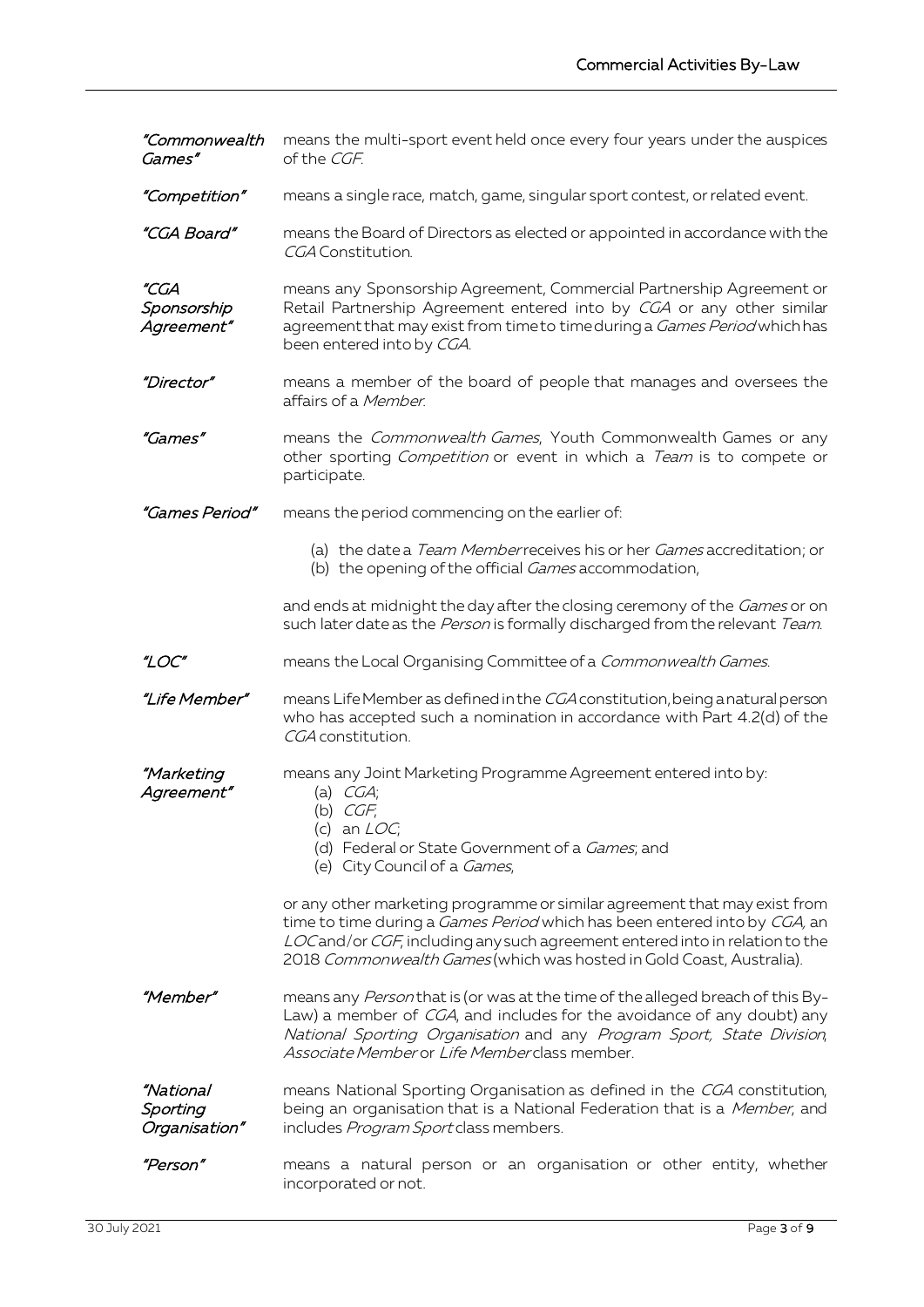*"Commonwealth Games"* means the multi-sport event held once every four years under the auspices of the *CGF*.

*"Competition"* means a single race, match, game, singular sport contest, or related event.

*"CGA Board"* means the Board of Directors as elected or appointed in accordance with the *CGA* Constitution.

*"CGA Sponsorship Agreement"* means any Sponsorship Agreement, Commercial Partnership Agreement or Retail Partnership Agreement entered into by *CGA* or any other similar agreement that may exist from time to time during a *Games Period* which has been entered into by *CGA*.

*"Director"* means a member of the board of people that manages and oversees the affairs of a *Member*.

*"Games"* means the *Commonwealth Games*, Youth Commonwealth Games or any other sporting *Competition* or event in which a *Team* is to compete or participate.

*"Games Period"* means the period commencing on the earlier of:

(a) the date a *Team Member* receives his or her *Games* accreditation; or
(b) the opening of the official *Games* accommodation,

and ends at midnight the day after the closing ceremony of the *Games* or on such later date as the *Person* is formally discharged from the relevant *Team*.

*"LOC"* means the Local Organising Committee of a *Commonwealth Games*.

*"Life Member"* means Life Member as defined in the *CGA* constitution, being a natural person who has accepted such a nomination in accordance with Part 4.2(d) of the *CGA* constitution.

*"Marketing Agreement"* means any Joint Marketing Programme Agreement entered into by:

(a) *CGA*;
(b) *CGF*;
(c) an *LOC*;
(d) Federal or State Government of a *Games*; and
(e) City Council of a *Games*,

or any other marketing programme or similar agreement that may exist from time to time during a *Games Period* which has been entered into by *CGA*, an *LOC* and/or *CGF*, including any such agreement entered into in relation to the 2018 *Commonwealth Games* (which was hosted in Gold Coast, Australia).

*"Member"* means any *Person* that is (or was at the time of the alleged breach of this By-Law) a member of *CGA*, and includes for the avoidance of any doubt) any *National Sporting Organisation* and any *Program Sport, State Division, Associate Member* or *Life Member* class member.

*"National Sporting Organisation"* means National Sporting Organisation as defined in the *CGA* constitution, being an organisation that is a National Federation that is a *Member*, and includes *Program Sport* class members.

*"Person"* means a natural person or an organisation or other entity, whether incorporated or not.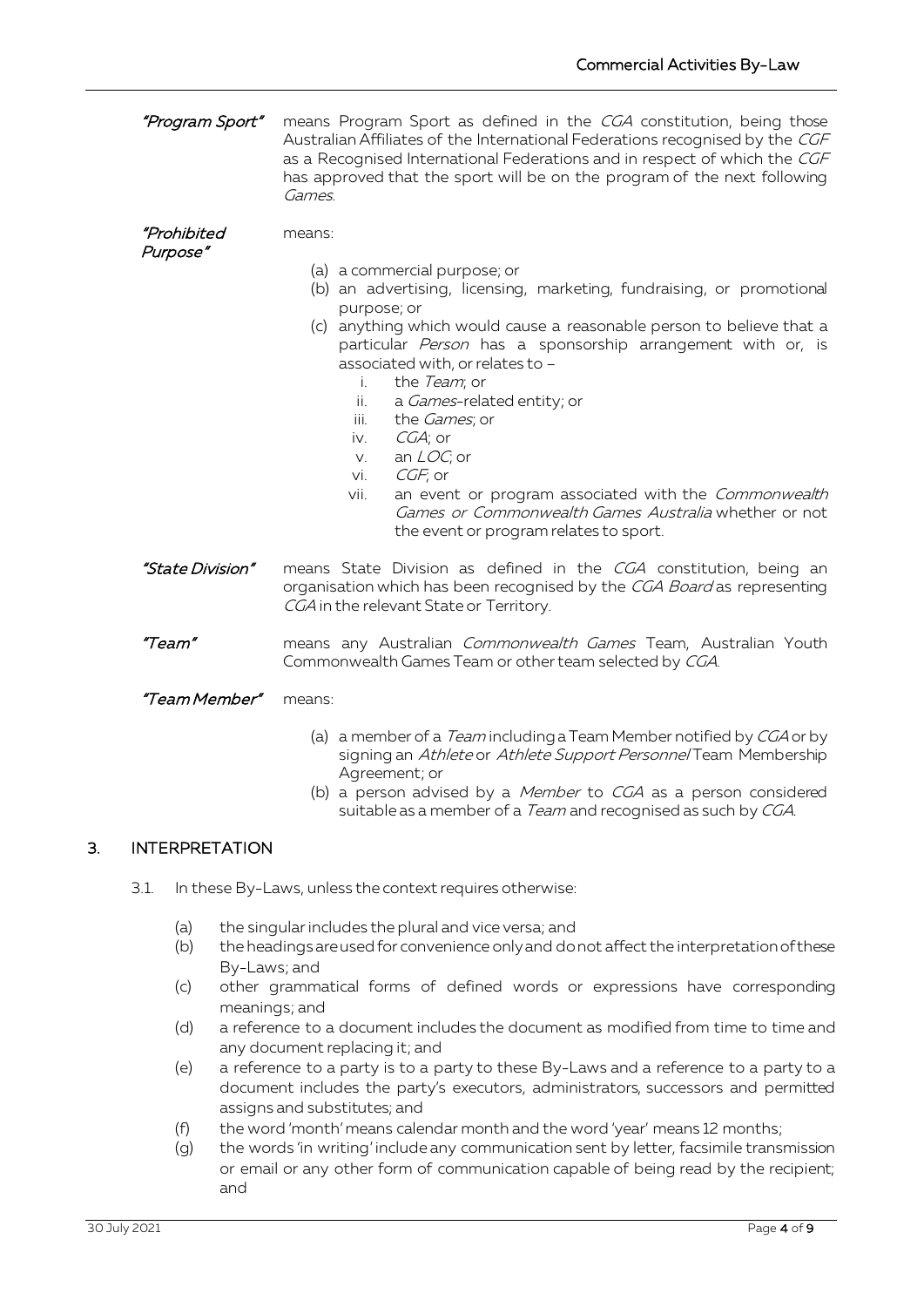***"Program Sport"*** means Program Sport as defined in the *CGA* constitution, being those Australian Affiliates of the International Federations recognised by the *CGF* as a Recognised International Federations and in respect of which the *CGF* has approved that the sport will be on the program of the next following *Games*.

***"Prohibited Purpose"*** means:

(a) a commercial purpose; or
(b) an advertising, licensing, marketing, fundraising, or promotional purpose; or
(c) anything which would cause a reasonable person to believe that a particular *Person* has a sponsorship arrangement with or, is associated with, or relates to –
   i. the *Team*; or
   ii. a *Games*-related entity; or
   iii. the *Games*; or
   iv. *CGA*; or
   v. an *LOC*; or
   vi. *CGF*; or
   vii. an event or program associated with the *Commonwealth Games or Commonwealth Games Australia* whether or not the event or program relates to sport.

***"State Division"*** means State Division as defined in the *CGA* constitution, being an organisation which has been recognised by the *CGA Board* as representing *CGA* in the relevant State or Territory.

***"Team"*** means any Australian *Commonwealth Games* Team, Australian Youth Commonwealth Games Team or other team selected by *CGA*.

***"Team Member"*** means:

(a) a member of a *Team* including a Team Member notified by *CGA* or by signing an *Athlete* or *Athlete Support Personnel* Team Membership Agreement; or
(b) a person advised by a *Member* to *CGA* as a person considered suitable as a member of a *Team* and recognised as such by *CGA*.

## 3. INTERPRETATION

3.1. In these By-Laws, unless the context requires otherwise:

(a) the singular includes the plural and vice versa; and
(b) the headings are used for convenience only and do not affect the interpretation of these By-Laws; and
(c) other grammatical forms of defined words or expressions have corresponding meanings; and
(d) a reference to a document includes the document as modified from time to time and any document replacing it; and
(e) a reference to a party is to a party to these By-Laws and a reference to a party to a document includes the party's executors, administrators, successors and permitted assigns and substitutes; and
(f) the word 'month' means calendar month and the word 'year' means 12 months;
(g) the words 'in writing' include any communication sent by letter, facsimile transmission or email or any other form of communication capable of being read by the recipient; and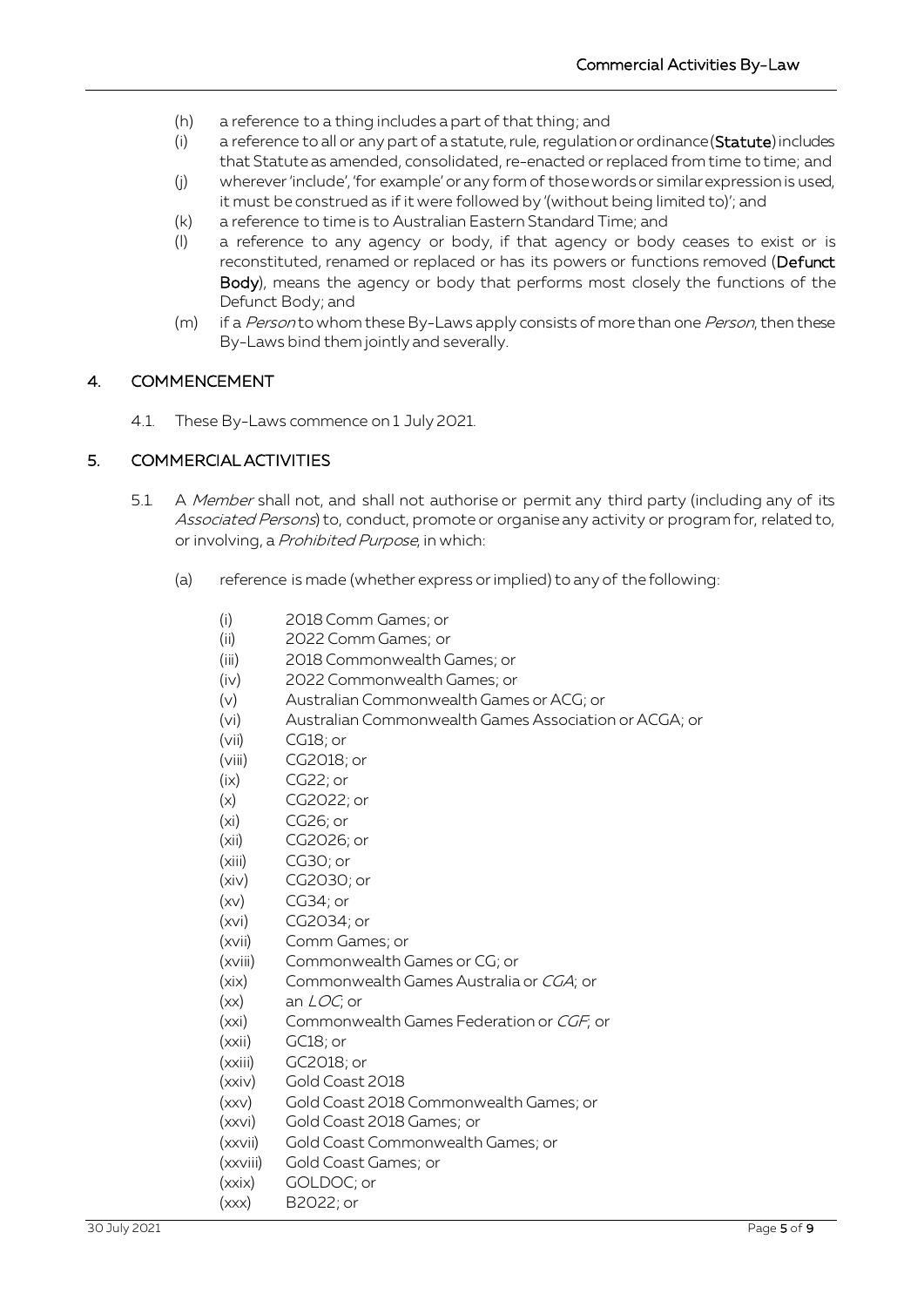(h) a reference to a thing includes a part of that thing; and

(i) a reference to all or any part of a statute, rule, regulation or ordinance (**Statute**) includes that Statute as amended, consolidated, re-enacted or replaced from time to time; and

(j) wherever 'include', 'for example' or any form of those words or similar expression is used, it must be construed as if it were followed by '(without being limited to)'; and

(k) a reference to time is to Australian Eastern Standard Time; and

(l) a reference to any agency or body, if that agency or body ceases to exist or is reconstituted, renamed or replaced or has its powers or functions removed (**Defunct Body**), means the agency or body that performs most closely the functions of the Defunct Body; and

(m) if a *Person* to whom these By-Laws apply consists of more than one *Person*, then these By-Laws bind them jointly and severally.

## 4. COMMENCEMENT

4.1. These By-Laws commence on 1 July 2021.

## 5. COMMERCIAL ACTIVITIES

5.1 A *Member* shall not, and shall not authorise or permit any third party (including any of its *Associated Persons*) to, conduct, promote or organise any activity or program for, related to, or involving, a *Prohibited Purpose*, in which:

(a) reference is made (whether express or implied) to any of the following:

(i) 2018 Comm Games; or
(ii) 2022 Comm Games; or
(iii) 2018 Commonwealth Games; or
(iv) 2022 Commonwealth Games; or
(v) Australian Commonwealth Games or ACG; or
(vi) Australian Commonwealth Games Association or ACGA; or
(vii) CG18; or
(viii) CG2018; or
(ix) CG22; or
(x) CG2022; or
(xi) CG26; or
(xii) CG2026; or
(xiii) CG30; or
(xiv) CG2030; or
(xv) CG34; or
(xvi) CG2034; or
(xvii) Comm Games; or
(xviii) Commonwealth Games or CG; or
(xix) Commonwealth Games Australia or *CGA*; or
(xx) an *LOC*; or
(xxi) Commonwealth Games Federation or *CGF*; or
(xxii) GC18; or
(xxiii) GC2018; or
(xxiv) Gold Coast 2018
(xxv) Gold Coast 2018 Commonwealth Games; or
(xxvi) Gold Coast 2018 Games; or
(xxvii) Gold Coast Commonwealth Games; or
(xxviii) Gold Coast Games; or
(xxix) GOLDOC; or
(xxx) B2022; or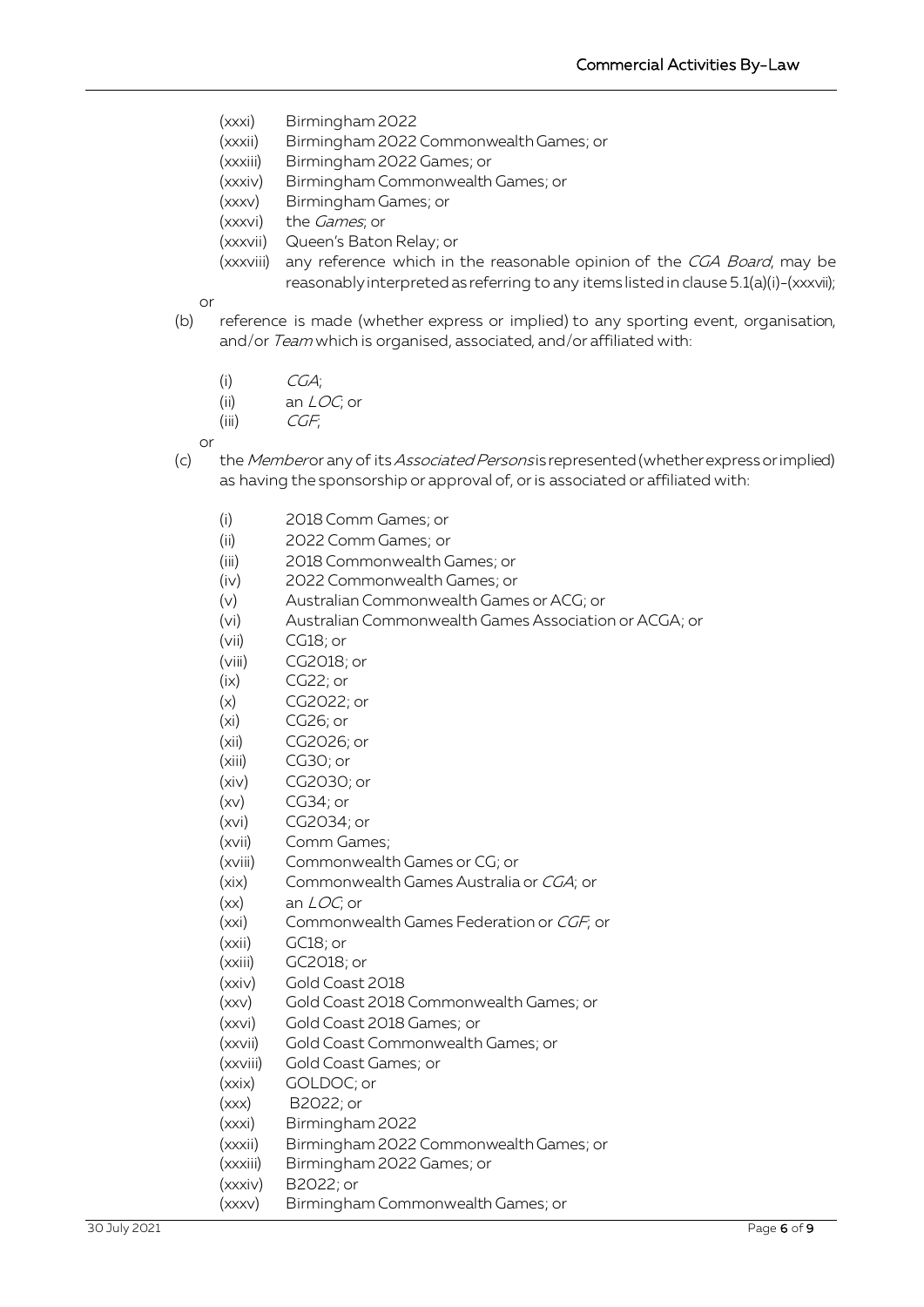(xxxi) Birmingham 2022

(xxxii) Birmingham 2022 Commonwealth Games; or

(xxxiii) Birmingham 2022 Games; or

(xxxiv) Birmingham Commonwealth Games; or

(xxxv) Birmingham Games; or

(xxxvi) the *Games*; or

(xxxvii) Queen's Baton Relay; or

(xxxviii) any reference which in the reasonable opinion of the *CGA Board*, may be reasonably interpreted as referring to any items listed in clause 5.1(a)(i)-(xxxvii);

or

(b) reference is made (whether express or implied) to any sporting event, organisation, and/or *Team* which is organised, associated, and/or affiliated with:

(i) *CGA*;

(ii) an *LOC*; or

(iii) *CGF*;

or

(c) the *Member* or any of its *Associated Persons* is represented (whether express or implied) as having the sponsorship or approval of, or is associated or affiliated with:

(i) 2018 Comm Games; or

(ii) 2022 Comm Games; or

(iii) 2018 Commonwealth Games; or

(iv) 2022 Commonwealth Games; or

(v) Australian Commonwealth Games or ACG; or

(vi) Australian Commonwealth Games Association or ACGA; or

(vii) CG18; or

(viii) CG2018; or

(ix) CG22; or

(x) CG2022; or

(xi) CG26; or

(xii) CG2026; or

(xiii) CG30; or

(xiv) CG2030; or

(xv) CG34; or

(xvi) CG2034; or

(xvii) Comm Games;

(xviii) Commonwealth Games or CG; or

(xix) Commonwealth Games Australia or *CGA*; or

(xx) an *LOC*; or

(xxi) Commonwealth Games Federation or *CGF*; or

(xxii) GC18; or

(xxiii) GC2018; or

(xxiv) Gold Coast 2018

(xxv) Gold Coast 2018 Commonwealth Games; or

(xxvi) Gold Coast 2018 Games; or

(xxvii) Gold Coast Commonwealth Games; or

(xxviii) Gold Coast Games; or

(xxix) GOLDOC; or

(xxx) B2022; or

(xxxi) Birmingham 2022

(xxxii) Birmingham 2022 Commonwealth Games; or

(xxxiii) Birmingham 2022 Games; or

(xxxiv) B2022; or

(xxxv) Birmingham Commonwealth Games; or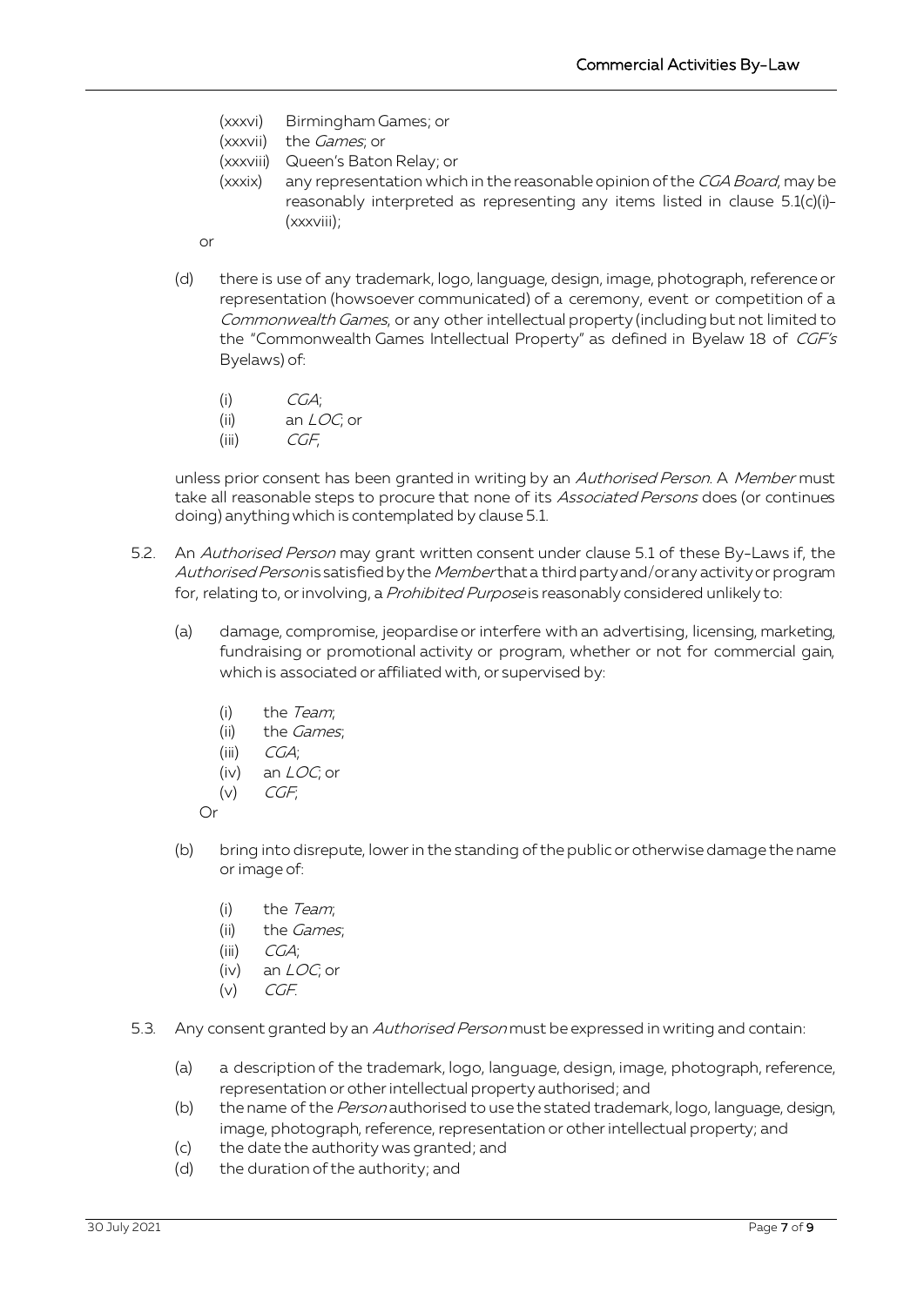(xxxvi) Birmingham Games; or

(xxxvii) the *Games*; or

(xxxviii) Queen's Baton Relay; or

(xxxix) any representation which in the reasonable opinion of the *CGA Board*, may be reasonably interpreted as representing any items listed in clause 5.1(c)(i)-(xxxviii);

or

(d) there is use of any trademark, logo, language, design, image, photograph, reference or representation (howsoever communicated) of a ceremony, event or competition of a *Commonwealth Games*, or any other intellectual property (including but not limited to the "Commonwealth Games Intellectual Property" as defined in Byelaw 18 of *CGF's* Byelaws) of:

(i) *CGA*;

(ii) an *LOC*; or

(iii) *CGF*,

unless prior consent has been granted in writing by an *Authorised Person*. A *Member* must take all reasonable steps to procure that none of its *Associated Persons* does (or continues doing) anything which is contemplated by clause 5.1.

5.2. An *Authorised Person* may grant written consent under clause 5.1 of these By-Laws if, the *Authorised Person* is satisfied by the *Member* that a third party and/or any activity or program for, relating to, or involving, a *Prohibited Purpose* is reasonably considered unlikely to:

(a) damage, compromise, jeopardise or interfere with an advertising, licensing, marketing, fundraising or promotional activity or program, whether or not for commercial gain, which is associated or affiliated with, or supervised by:

(i) the *Team*;

(ii) the *Games*;

(iii) *CGA*;

(iv) an *LOC*; or

(v) *CGF*;

Or

(b) bring into disrepute, lower in the standing of the public or otherwise damage the name or image of:

(i) the *Team*;

(ii) the *Games*;

(iii) *CGA*;

(iv) an *LOC*; or

(v) *CGF*.

5.3. Any consent granted by an *Authorised Person* must be expressed in writing and contain:

(a) a description of the trademark, logo, language, design, image, photograph, reference, representation or other intellectual property authorised; and

(b) the name of the *Person* authorised to use the stated trademark, logo, language, design, image, photograph, reference, representation or other intellectual property; and

(c) the date the authority was granted; and

(d) the duration of the authority; and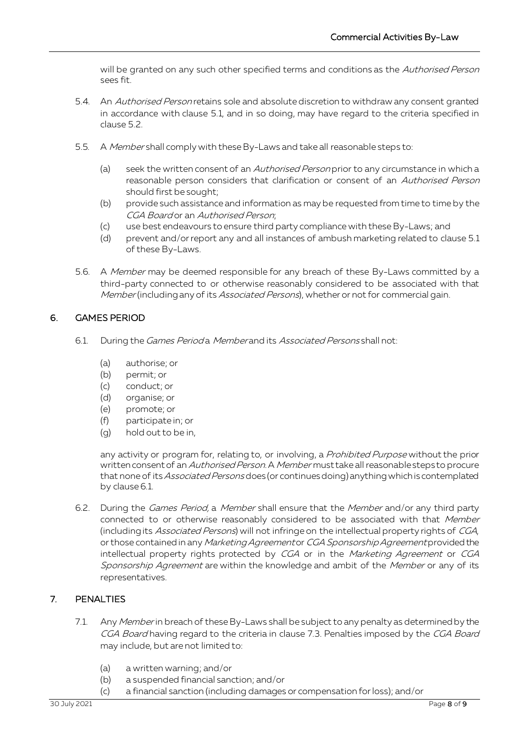will be granted on any such other specified terms and conditions as the *Authorised Person* sees fit.

5.4. An *Authorised Person* retains sole and absolute discretion to withdraw any consent granted in accordance with clause 5.1, and in so doing, may have regard to the criteria specified in clause 5.2.

5.5. A *Member* shall comply with these By-Laws and take all reasonable steps to:

(a) seek the written consent of an *Authorised Person* prior to any circumstance in which a reasonable person considers that clarification or consent of an *Authorised Person* should first be sought;
(b) provide such assistance and information as may be requested from time to time by the *CGA Board* or an *Authorised Person*;
(c) use best endeavours to ensure third party compliance with these By-Laws; and
(d) prevent and/or report any and all instances of ambush marketing related to clause 5.1 of these By-Laws.

5.6. A *Member* may be deemed responsible for any breach of these By-Laws committed by a third-party connected to or otherwise reasonably considered to be associated with that *Member* (including any of its *Associated Persons*), whether or not for commercial gain.

## 6. GAMES PERIOD

6.1. During the *Games Period* a *Member* and its *Associated Persons* shall not:

(a) authorise; or
(b) permit; or
(c) conduct; or
(d) organise; or
(e) promote; or
(f) participate in; or
(g) hold out to be in,

any activity or program for, relating to, or involving, a *Prohibited Purpose* without the prior written consent of an *Authorised Person*. A *Member* must take all reasonable steps to procure that none of its *Associated Persons* does (or continues doing) anything which is contemplated by clause 6.1.

6.2. During the *Games Period*, a *Member* shall ensure that the *Member* and/or any third party connected to or otherwise reasonably considered to be associated with that *Member* (including its *Associated Persons*) will not infringe on the intellectual property rights of *CGA*, or those contained in any *Marketing Agreement* or *CGA Sponsorship Agreement* provided the intellectual property rights protected by *CGA* or in the *Marketing Agreement* or *CGA Sponsorship Agreement* are within the knowledge and ambit of the *Member* or any of its representatives.

## 7. PENALTIES

7.1. Any *Member* in breach of these By-Laws shall be subject to any penalty as determined by the *CGA Board* having regard to the criteria in clause 7.3. Penalties imposed by the *CGA Board* may include, but are not limited to:

(a) a written warning; and/or
(b) a suspended financial sanction; and/or
(c) a financial sanction (including damages or compensation for loss); and/or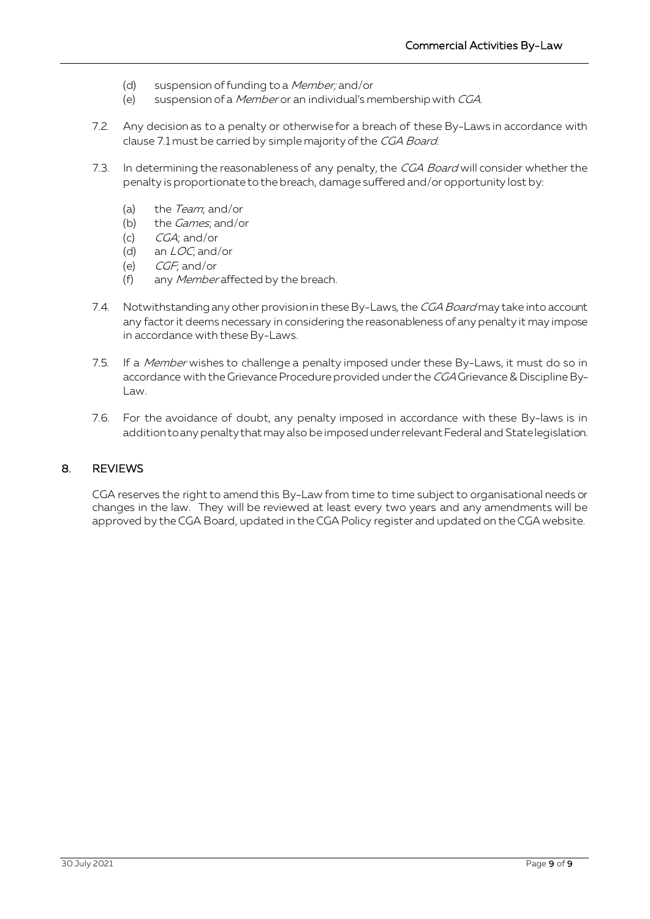(d) suspension of funding to a *Member;* and/or

(e) suspension of a *Member* or an individual's membership with *CGA*.

7.2. Any decision as to a penalty or otherwise for a breach of these By-Laws in accordance with clause 7.1 must be carried by simple majority of the *CGA Board*.

7.3. In determining the reasonableness of any penalty, the *CGA Board* will consider whether the penalty is proportionate to the breach, damage suffered and/or opportunity lost by:

(a) the *Team*; and/or

(b) the *Games*; and/or

(c) *CGA*; and/or

(d) an *LOC*; and/or

(e) *CGF*; and/or

(f) any *Member* affected by the breach.

7.4. Notwithstanding any other provision in these By-Laws, the *CGA Board* may take into account any factor it deems necessary in considering the reasonableness of any penalty it may impose in accordance with these By-Laws.

7.5. If a *Member* wishes to challenge a penalty imposed under these By-Laws, it must do so in accordance with the Grievance Procedure provided under the *CGA* Grievance & Discipline By-Law.

7.6. For the avoidance of doubt, any penalty imposed in accordance with these By-laws is in addition to any penalty that may also be imposed under relevant Federal and State legislation.

## 8. REVIEWS

CGA reserves the right to amend this By-Law from time to time subject to organisational needs or changes in the law. They will be reviewed at least every two years and any amendments will be approved by the CGA Board, updated in the CGA Policy register and updated on the CGA website.